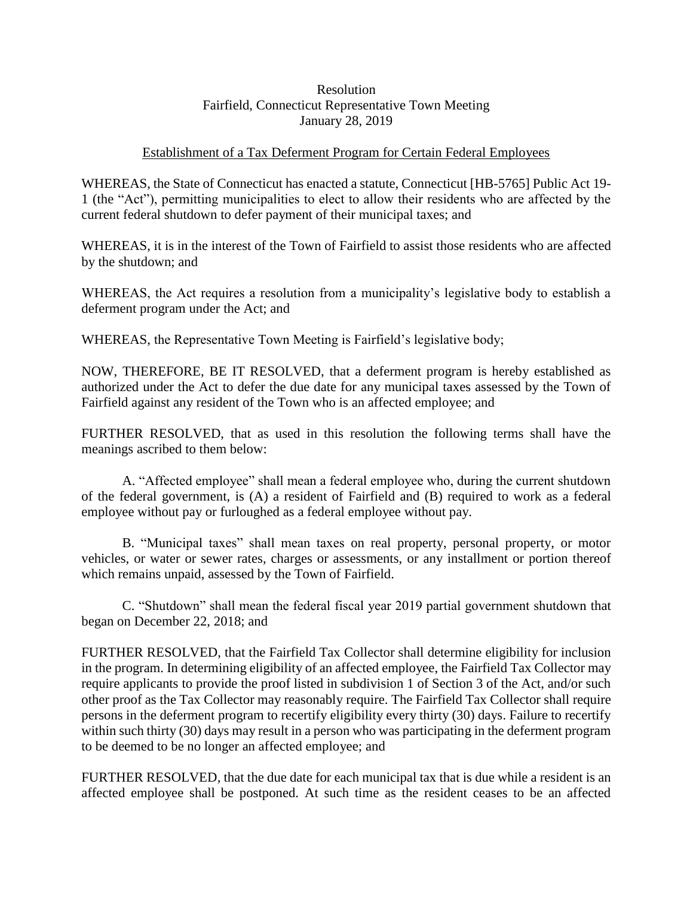Resolution
Fairfield, Connecticut Representative Town Meeting
January 28, 2019

<u>Establishment of a Tax Deferment Program for Certain Federal Employees</u>

WHEREAS, the State of Connecticut has enacted a statute, Connecticut [HB-5765] Public Act 19-1 (the "Act"), permitting municipalities to elect to allow their residents who are affected by the current federal shutdown to defer payment of their municipal taxes; and

WHEREAS, it is in the interest of the Town of Fairfield to assist those residents who are affected by the shutdown; and

WHEREAS, the Act requires a resolution from a municipality's legislative body to establish a deferment program under the Act; and

WHEREAS, the Representative Town Meeting is Fairfield's legislative body;

NOW, THEREFORE, BE IT RESOLVED, that a deferment program is hereby established as authorized under the Act to defer the due date for any municipal taxes assessed by the Town of Fairfield against any resident of the Town who is an affected employee; and

FURTHER RESOLVED, that as used in this resolution the following terms shall have the meanings ascribed to them below:

A. "Affected employee" shall mean a federal employee who, during the current shutdown of the federal government, is (A) a resident of Fairfield and (B) required to work as a federal employee without pay or furloughed as a federal employee without pay.

B. "Municipal taxes" shall mean taxes on real property, personal property, or motor vehicles, or water or sewer rates, charges or assessments, or any installment or portion thereof which remains unpaid, assessed by the Town of Fairfield.

C. "Shutdown" shall mean the federal fiscal year 2019 partial government shutdown that began on December 22, 2018; and

FURTHER RESOLVED, that the Fairfield Tax Collector shall determine eligibility for inclusion in the program. In determining eligibility of an affected employee, the Fairfield Tax Collector may require applicants to provide the proof listed in subdivision 1 of Section 3 of the Act, and/or such other proof as the Tax Collector may reasonably require. The Fairfield Tax Collector shall require persons in the deferment program to recertify eligibility every thirty (30) days. Failure to recertify within such thirty (30) days may result in a person who was participating in the deferment program to be deemed to be no longer an affected employee; and

FURTHER RESOLVED, that the due date for each municipal tax that is due while a resident is an affected employee shall be postponed. At such time as the resident ceases to be an affected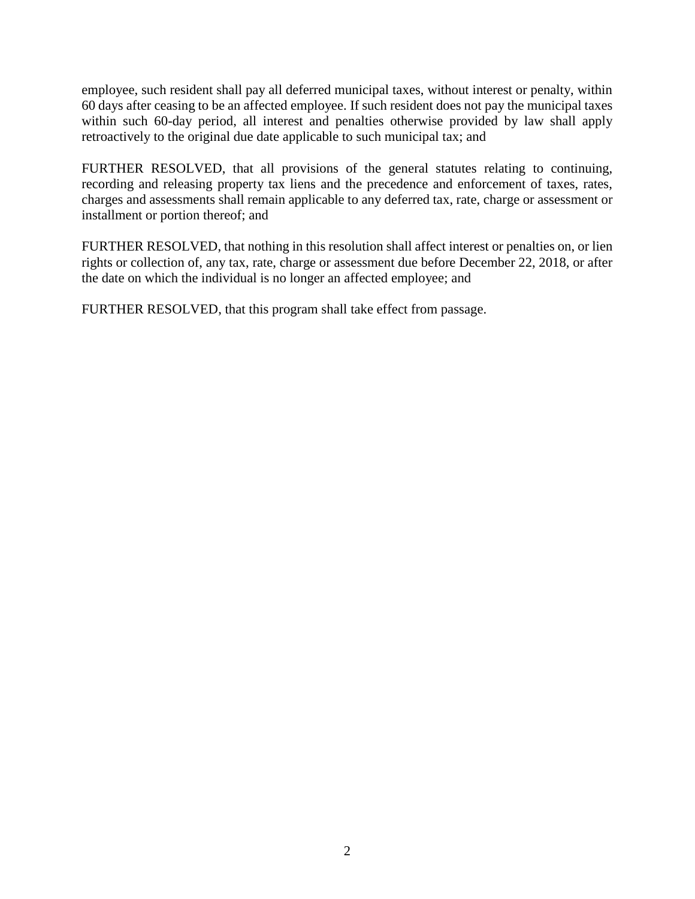employee, such resident shall pay all deferred municipal taxes, without interest or penalty, within 60 days after ceasing to be an affected employee. If such resident does not pay the municipal taxes within such 60-day period, all interest and penalties otherwise provided by law shall apply retroactively to the original due date applicable to such municipal tax; and

FURTHER RESOLVED, that all provisions of the general statutes relating to continuing, recording and releasing property tax liens and the precedence and enforcement of taxes, rates, charges and assessments shall remain applicable to any deferred tax, rate, charge or assessment or installment or portion thereof; and

FURTHER RESOLVED, that nothing in this resolution shall affect interest or penalties on, or lien rights or collection of, any tax, rate, charge or assessment due before December 22, 2018, or after the date on which the individual is no longer an affected employee; and

FURTHER RESOLVED, that this program shall take effect from passage.